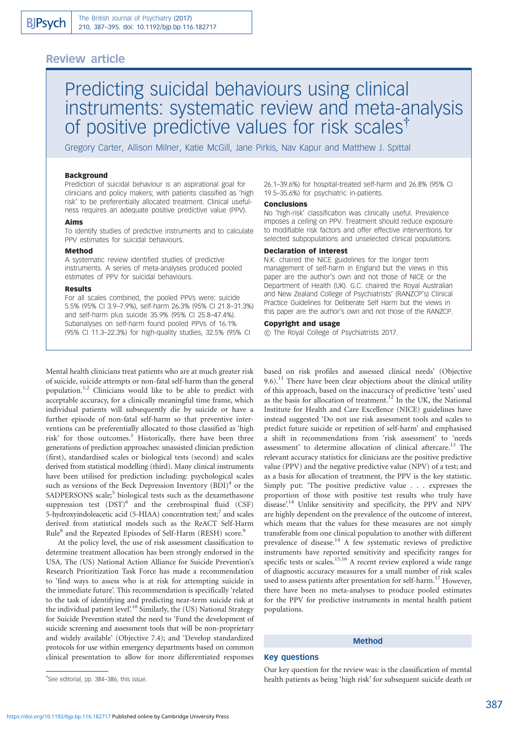## Review article

# Predicting suicidal behaviours using clinical instruments: systematic review and meta-analysis of positive predictive values for risk scales†

Gregory Carter, Allison Milner, Katie McGill, Jane Pirkis, Nav Kapur and Matthew J. Spittal

### Background

Prediction of suicidal behaviour is an aspirational goal for clinicians and policy makers; with patients classified as 'high risk' to be preferentially allocated treatment. Clinical usefulness requires an adequate positive predictive value (PPV).

### Aims

To identify studies of predictive instruments and to calculate PPV estimates for suicidal behaviours.

### Method

A systematic review identified studies of predictive instruments. A series of meta-analyses produced pooled estimates of PPV for suicidal behaviours.

### Results

For all scales combined, the pooled PPVs were: suicide 5.5% (95% CI 3.9–7.9%), self-harm 26.3% (95% CI 21.8–31.3%) and self-harm plus suicide 35.9% (95% CI 25.8–47.4%). Subanalyses on self-harm found pooled PPVs of 16.1% (95% CI 11.3–22.3%) for high-quality studies, 32.5% (95% CI 26.1–39.6%) for hospital-treated self-harm and 26.8% (95% CI 19.5–35.6%) for psychiatric in-patients.

### Conclusions

No 'high-risk' classification was clinically useful. Prevalence imposes a ceiling on PPV. Treatment should reduce exposure to modifiable risk factors and offer effective interventions for selected subpopulations and unselected clinical populations.

### Declaration of interest

N.K. chaired the NICE guidelines for the longer term management of self-harm in England but the views in this paper are the author's own and not those of NICE or the Department of Health (UK). G.C. chaired the Royal Australian and New Zealand College of Psychiatrists' (RANZCP's) Clinical Practice Guidelines for Deliberate Self Harm but the views in this paper are the author's own and not those of the RANZCP.

### Copyright and usage

© The Royal College of Psychiatrists 2017.

Mental health clinicians treat patients who are at much greater risk of suicide, suicide attempts or non-fatal self-harm than the general population.[1,2] Clinicians would like to be able to predict with acceptable accuracy, for a clinically meaningful time frame, which individual patients will subsequently die by suicide or have a further episode of non-fatal self-harm so that preventive interventions can be preferentially allocated to those classified as 'high risk' for those outcomes.[3] Historically, there have been three generations of prediction approaches: unassisted clinician prediction (first), standardised scales or biological tests (second) and scales derived from statistical modelling (third). Many clinical instruments have been utilised for prediction including: psychological scales such as versions of the Beck Depression Inventory (BDI)[4] or the SADPERSONS scale;[5] biological tests such as the dexamethasone suppression test (DST)[6] and the cerebrospinal fluid (CSF) 5-hydroxyindoleacetic acid (5-HIAA) concentration test;[7] and scales derived from statistical models such as the ReACT Self-Harm Rule[8] and the Repeated Episodes of Self-Harm (RESH) score.[9]

At the policy level, the use of risk assessment classification to determine treatment allocation has been strongly endorsed in the USA. The (US) National Action Alliance for Suicide Prevention's Research Prioritization Task Force has made a recommendation to 'find ways to assess who is at risk for attempting suicide in the immediate future'. This recommendation is specifically 'related to the task of identifying and predicting near-term suicide risk at the individual patient level'.[10] Similarly, the (US) National Strategy for Suicide Prevention stated the need to 'Fund the development of suicide screening and assessment tools that will be non-proprietary and widely available' (Objective 7.4); and 'Develop standardized protocols for use within emergency departments based on common clinical presentation to allow for more differentiated responses based on risk profiles and assessed clinical needs' (Objective 9.6).[11] There have been clear objections about the clinical utility of this approach, based on the inaccuracy of predictive 'tests' used as the basis for allocation of treatment.[12] In the UK, the National Institute for Health and Care Excellence (NICE) guidelines have instead suggested 'Do not use risk assessment tools and scales to predict future suicide or repetition of self-harm' and emphasised a shift in recommendations from 'risk assessment' to 'needs assessment' to determine allocation of clinical aftercare.[13] The relevant accuracy statistics for clinicians are the positive predictive value (PPV) and the negative predictive value (NPV) of a test; and as a basis for allocation of treatment, the PPV is the key statistic. Simply put: 'The positive predictive value . . . expresses the proportion of those with positive test results who truly have disease'.[14] Unlike sensitivity and specificity, the PPV and NPV are highly dependent on the prevalence of the outcome of interest, which means that the values for these measures are not simply transferable from one clinical population to another with different prevalence of disease.[14] A few systematic reviews of predictive instruments have reported sensitivity and specificity ranges for specific tests or scales.[15,16] A recent review explored a wide range of diagnostic accuracy measures for a small number of risk scales used to assess patients after presentation for self-harm.[17] However, there have been no meta-analyses to produce pooled estimates for the PPV for predictive instruments in mental health patient populations.

## Method

### Key questions

Our key question for the review was: is the classification of mental health patients as being 'high risk' for subsequent suicide death or

†See editorial, pp. 384–386, this issue.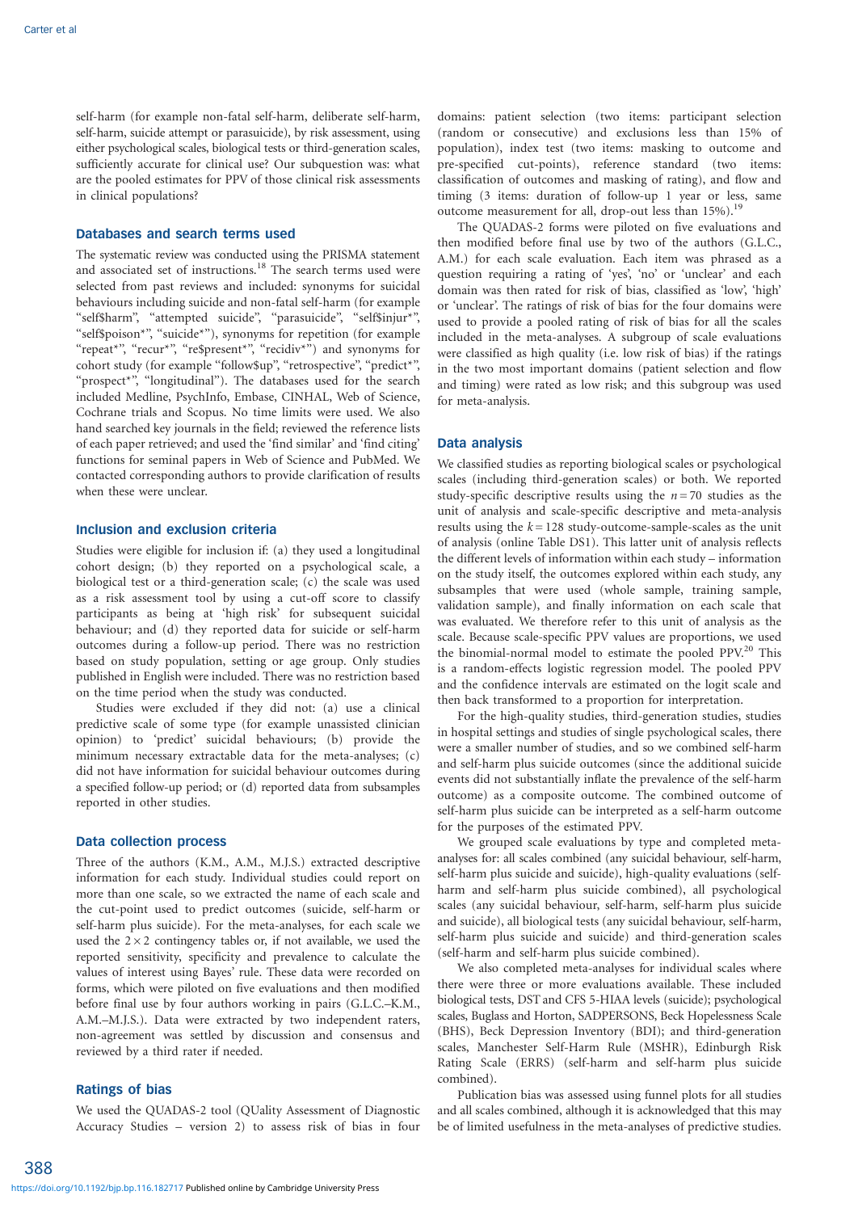self-harm (for example non-fatal self-harm, deliberate self-injury, self-harm, suicide attempt or parasuicide), by risk assessment, using either psychological scales, biological tests or third-generation scales, sufficiently accurate for clinical use? Our subquestion was: what are the pooled estimates for PPV of those clinical risk assessments in clinical populations?

## Databases and search terms used

The systematic review was conducted using the PRISMA statement and associated set of instructions.[18] The search terms used were selected from past reviews and included: synonyms for suicidal behaviours including suicide and non-fatal self-harm (for example "self$harm", "attempted suicide", "parasuicide", "self$injur*", "self$poison*", "suicide*"), synonyms for repetition (for example "repeat*", "recur*", "re$present*", "recidiv*") and synonyms for cohort study (for example "follow$up", "retrospective", "predict*", "prospect*", "longitudinal"). The databases used for the search included Medline, PsychInfo, Embase, CINHAL, Web of Science, Cochrane trials and Scopus. No time limits were used. We also hand searched key journals in the field; reviewed the reference lists of each paper retrieved; and used the 'find similar' and 'find citing' functions for seminal papers in Web of Science and PubMed. We contacted corresponding authors to provide clarification of results when these were unclear.

## Inclusion and exclusion criteria

Studies were eligible for inclusion if: (a) they used a longitudinal cohort design; (b) they reported on a psychological scale, a biological test or a third-generation scale; (c) the scale was used as a risk assessment tool by using a cut-off score to classify participants as being at 'high risk' for subsequent suicidal behaviour; and (d) they reported data for suicide or self-harm outcomes during a follow-up period. There was no restriction based on study population, setting or age group. Only studies published in English were included. There was no restriction based on the time period when the study was conducted.

Studies were excluded if they did not: (a) use a clinical predictive scale of some type (for example unassisted clinician opinion) to 'predict' suicidal behaviours; (b) provide the minimum necessary extractable data for the meta-analyses; (c) did not have information for suicidal behaviour outcomes during a specified follow-up period; or (d) reported data from subsamples reported in other studies.

## Data collection process

Three of the authors (K.M., A.M., M.J.S.) extracted descriptive information for each study. Individual studies could report on more than one scale, so we extracted the name of each scale and the cut-point used to predict outcomes (suicide, self-harm or self-harm plus suicide). For the meta-analyses, for each scale we used the $2 \times 2$ contingency tables or, if not available, we used the reported sensitivity, specificity and prevalence to calculate the values of interest using Bayes' rule. These data were recorded on forms, which were piloted on five evaluations and then modified before final use by four authors working in pairs (G.L.C.–K.M., A.M.–M.J.S.). Data were extracted by two independent raters, non-agreement was settled by discussion and consensus and reviewed by a third rater if needed.

## Ratings of bias

We used the QUADAS-2 tool (QUality Assessment of Diagnostic Accuracy Studies – version 2) to assess risk of bias in four domains: patient selection (two items: participant selection (random or consecutive) and exclusions less than 15% of population), index test (two items: masking to outcome and pre-specified cut-points), reference standard (two items: classification of outcomes and masking of rating), and flow and timing (3 items: duration of follow-up 1 year or less, same outcome measurement for all, drop-out less than 15%).[19]

The QUADAS-2 forms were piloted on five evaluations and then modified before final use by two of the authors (G.L.C., A.M.) for each scale evaluation. Each item was phrased as a question requiring a rating of 'yes', 'no' or 'unclear' and each domain was then rated for risk of bias, classified as 'low', 'high' or 'unclear'. The ratings of risk of bias for the four domains were used to provide a pooled rating of risk of bias for all the scales included in the meta-analyses. A subgroup of scale evaluations were classified as high quality (i.e. low risk of bias) if the ratings in the two most important domains (patient selection and flow and timing) were rated as low risk; and this subgroup was used for meta-analysis.

## Data analysis

We classified studies as reporting biological scales or psychological scales (including third-generation scales) or both. We reported study-specific descriptive results using the $n = 70$ studies as the unit of analysis and scale-specific descriptive and meta-analysis results using the $k = 128$ study-outcome-sample-scales as the unit of analysis (online Table DS1). This latter unit of analysis reflects the different levels of information within each study – information on the study itself, the outcomes explored within each study, any subsamples that were used (whole sample, training sample, validation sample), and finally information on each scale that was evaluated. We therefore refer to this unit of analysis as the scale. Because scale-specific PPV values are proportions, we used the binomial-normal model to estimate the pooled PPV.[20] This is a random-effects logistic regression model. The pooled PPV and the confidence intervals are estimated on the logit scale and then back transformed to a proportion for interpretation.

For the high-quality studies, third-generation studies, studies in hospital settings and studies of single psychological scales, there were a smaller number of studies, and so we combined self-harm and self-harm plus suicide outcomes (since the additional suicide events did not substantially inflate the prevalence of the self-harm outcome) as a composite outcome. The combined outcome of self-harm plus suicide can be interpreted as a self-harm outcome for the purposes of the estimated PPV.

We grouped scale evaluations by type and completed meta-analyses for: all scales combined (any suicidal behaviour, self-harm, self-harm plus suicide and suicide), high-quality evaluations (self-harm and self-harm plus suicide combined), all psychological scales (any suicidal behaviour, self-harm, self-harm plus suicide and suicide), all biological tests (any suicidal behaviour, self-harm, self-harm plus suicide and suicide) and third-generation scales (self-harm and self-harm plus suicide combined).

We also completed meta-analyses for individual scales where there were three or more evaluations available. These included biological tests, DST and CFS 5-HIAA levels (suicide); psychological scales, Buglass and Horton, SADPERSONS, Beck Hopelessness Scale (BHS), Beck Depression Inventory (BDI); and third-generation scales, Manchester Self-Harm Rule (MSHR), Edinburgh Risk Rating Scale (ERRS) (self-harm and self-harm plus suicide combined).

Publication bias was assessed using funnel plots for all studies and all scales combined, although it is acknowledged that this may be of limited usefulness in the meta-analyses of predictive studies.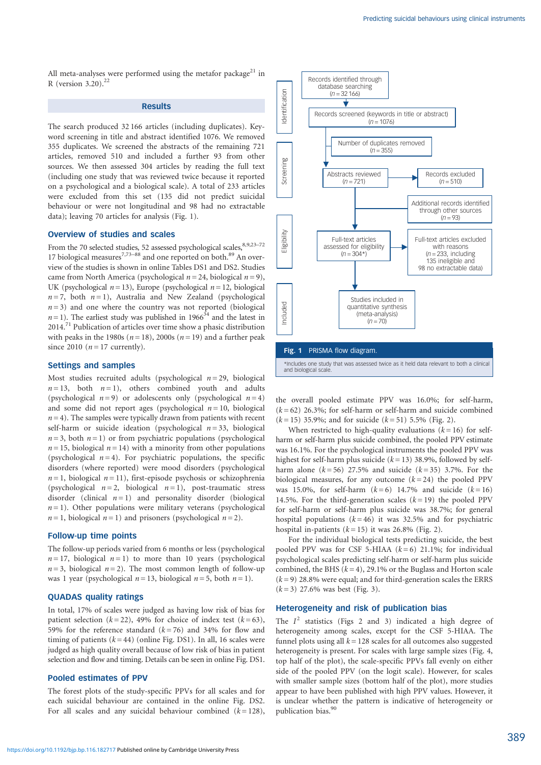All meta-analyses were performed using the metafor package[21] in R (version 3.20).[22]

## Results

The search produced 32 166 articles (including duplicates). Keyword screening in title and abstract identified 1076. We removed 355 duplicates. We screened the abstracts of the remaining 721 articles, removed 510 and included a further 93 from other sources. We then assessed 304 articles by reading the full text (including one study that was reviewed twice because it reported on a psychological and a biological scale). A total of 233 articles were excluded from this set (135 did not predict suicidal behaviour or were not longitudinal and 98 had no extractable data); leaving 70 articles for analysis (Fig. 1).

**Identification**
- Records identified through database searching ($n = 32\,166$)
- Records screened (keywords in title or abstract) ($n = 1076$)
- Number of duplicates removed ($n = 355$)

**Screening**
- Abstracts reviewed ($n = 721$)
- Records excluded ($n = 510$)
- Additional records identified through other sources ($n = 93$)

**Eligibility**
- Full-text articles assessed for eligibility ($n = 304$*)
- Full-text articles excluded with reasons ($n = 233$, including 135 ineligible and 98 no extractable data)

**Included**
- Studies included in quantitative synthesis (meta-analysis) ($n = 70$)

**Fig. 1** PRISMA flow diagram.

*Includes one study that was assessed twice as it held data relevant to both a clinical and biological scale.

### Overview of studies and scales

From the 70 selected studies, 52 assessed psychological scales,[8,9,23–72] 17 biological measures[7,73–88] and one reported on both.[89] An overview of the studies is shown in online Tables DS1 and DS2. Studies came from North America (psychological $n = 24$, biological $n = 9$), UK (psychological $n = 13$), Europe (psychological $n = 12$, biological $n = 7$, both $n = 1$), Australia and New Zealand (psychological $n = 3$) and one where the country was not reported (biological $n = 1$). The earliest study was published in 1966[34] and the latest in 2014.[71] Publication of articles over time show a phasic distribution with peaks in the 1980s ($n = 18$), 2000s ($n = 19$) and a further peak since 2010 ($n = 17$ currently).

### Settings and samples

Most studies recruited adults (psychological $n = 29$, biological $n = 13$, both $n = 1$), others combined youth and adults (psychological $n = 9$) or adolescents only (psychological $n = 4$) and some did not report ages (psychological $n = 10$, biological $n = 4$). The samples were typically drawn from patients with recent self-harm or suicide ideation (psychological $n = 33$, biological $n = 3$, both $n = 1$) or from psychiatric populations (psychological $n = 15$, biological $n = 14$) with a minority from other populations (psychological $n = 4$). For psychiatric populations, the specific disorders (where reported) were mood disorders (psychological $n = 1$, biological $n = 11$), first-episode psychosis or schizophrenia (psychological $n = 2$, biological $n = 1$), post-traumatic stress disorder (clinical $n = 1$) and personality disorder (biological $n = 1$). Other populations were military veterans (psychological $n = 1$, biological $n = 1$) and prisoners (psychological $n = 2$).

### Follow-up time points

The follow-up periods varied from 6 months or less (psychological $n = 17$, biological $n = 1$) to more than 10 years (psychological $n = 3$, biological $n = 2$). The most common length of follow-up was 1 year (psychological $n = 13$, biological $n = 5$, both $n = 1$).

### QUADAS quality ratings

In total, 17% of scales were judged as having low risk of bias for patient selection ($k = 22$), 49% for choice of index test ($k = 63$), 59% for the reference standard ($k = 76$) and 34% for flow and timing of patients ($k = 44$) (online Fig. DS1). In all, 16 scales were judged as high quality overall because of low risk of bias in patient selection and flow and timing. Details can be seen in online Fig. DS1.

### Pooled estimates of PPV

The forest plots of the study-specific PPVs for all scales and for each suicidal behaviour are contained in the online Fig. DS2. For all scales and any suicidal behaviour combined ($k = 128$), the overall pooled estimate PPV was 16.0%; for self-harm, ($k = 62$) 26.3%; for self-harm or self-harm and suicide combined ($k = 15$) 35.9%; and for suicide ($k = 51$) 5.5% (Fig. 2).

When restricted to high-quality evaluations ($k = 16$) for self-harm or self-harm plus suicide combined, the pooled PPV estimate was 16.1%. For the psychological instruments the pooled PPV was highest for self-harm plus suicide ($k = 13$) 38.9%, followed by self-harm alone ($k = 56$) 27.5% and suicide ($k = 35$) 3.7%. For the biological measures, for any outcome ($k = 24$) the pooled PPV was 15.0%, for self-harm ($k = 6$) 14.7% and suicide ($k = 16$) 14.5%. For the third-generation scales ($k = 19$) the pooled PPV for self-harm or self-harm plus suicide was 38.7%; for general hospital populations ($k = 46$) it was 32.5% and for psychiatric hospital in-patients ($k = 15$) it was 26.8% (Fig. 2).

For the individual biological tests predicting suicide, the best pooled PPV was for CSF 5-HIAA ($k = 6$) 21.1%; for individual psychological scales predicting self-harm or self-harm plus suicide combined, the BHS ($k = 4$), 29.1% or the Buglass and Horton scale ($k = 9$) 28.8% were equal; and for third-generation scales the ERRS ($k = 3$) 27.6% was best (Fig. 3).

### Heterogeneity and risk of publication bias

The $I^2$ statistics (Figs 2 and 3) indicated a high degree of heterogeneity among scales, except for the CSF 5-HIAA. The funnel plots using all $k = 128$ scales for all outcomes also suggested heterogeneity is present. For scales with large sample sizes (Fig. 4, top half of the plot), the scale-specific PPVs fall evenly on either side of the pooled PPV (on the logit scale). However, for scales with smaller sample sizes (bottom half of the plot), more studies appear to have been published with high PPV values. However, it is unclear whether the pattern is indicative of heterogeneity or publication bias.[90]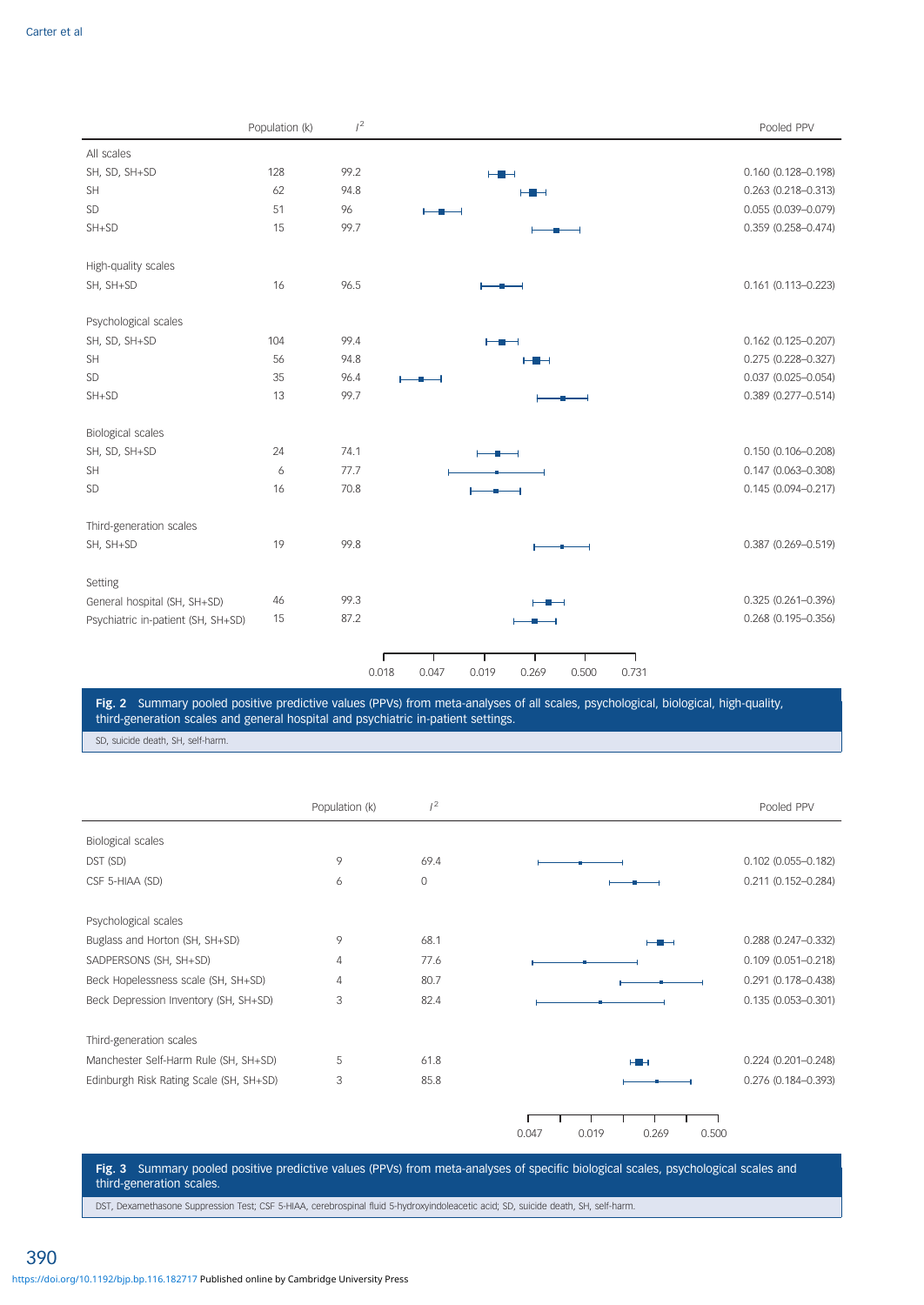| | Population (k) | $I^2$ | Pooled PPV |
|---|---|---|---|
| **All scales** | | | |
| SH, SD, SH+SD | 128 | 99.2 | 0.160 (0.128–0.198) |
| SH | 62 | 94.8 | 0.263 (0.218–0.313) |
| SD | 51 | 96 | 0.055 (0.039–0.079) |
| SH+SD | 15 | 99.7 | 0.359 (0.258–0.474) |
| **High-quality scales** | | | |
| SH, SH+SD | 16 | 96.5 | 0.161 (0.113–0.223) |
| **Psychological scales** | | | |
| SH, SD, SH+SD | 104 | 99.4 | 0.162 (0.125–0.207) |
| SH | 56 | 94.8 | 0.275 (0.228–0.327) |
| SD | 35 | 96.4 | 0.037 (0.025–0.054) |
| SH+SD | 13 | 99.7 | 0.389 (0.277–0.514) |
| **Biological scales** | | | |
| SH, SD, SH+SD | 24 | 74.1 | 0.150 (0.106–0.208) |
| SH | 6 | 77.7 | 0.147 (0.063–0.308) |
| SD | 16 | 70.8 | 0.145 (0.094–0.217) |
| **Third-generation scales** | | | |
| SH, SH+SD | 19 | 99.8 | 0.387 (0.269–0.519) |
| **Setting** | | | |
| General hospital (SH, SH+SD) | 46 | 99.3 | 0.325 (0.261–0.396) |
| Psychiatric in-patient (SH, SH+SD) | 15 | 87.2 | 0.268 (0.195–0.356) |

Forest plot axis: 0.018, 0.047, 0.019, 0.269, 0.500, 0.731

**Fig. 2** Summary pooled positive predictive values (PPVs) from meta-analyses of all scales, psychological, biological, high-quality, third-generation scales and general hospital and psychiatric in-patient settings.

SD, suicide death, SH, self-harm.

| | Population (k) | $I^2$ | Pooled PPV |
|---|---|---|---|
| **Biological scales** | | | |
| DST (SD) | 9 | 69.4 | 0.102 (0.055–0.182) |
| CSF 5-HIAA (SD) | 6 | 0 | 0.211 (0.152–0.284) |
| **Psychological scales** | | | |
| Buglass and Horton (SH, SH+SD) | 9 | 68.1 | 0.288 (0.247–0.332) |
| SADPERSONS (SH, SH+SD) | 4 | 77.6 | 0.109 (0.051–0.218) |
| Beck Hopelessness scale (SH, SH+SD) | 4 | 80.7 | 0.291 (0.178–0.438) |
| Beck Depression Inventory (SH, SH+SD) | 3 | 82.4 | 0.135 (0.053–0.301) |
| **Third-generation scales** | | | |
| Manchester Self-Harm Rule (SH, SH+SD) | 5 | 61.8 | 0.224 (0.201–0.248) |
| Edinburgh Risk Rating Scale (SH, SH+SD) | 3 | 85.8 | 0.276 (0.184–0.393) |

Forest plot axis: 0.047, 0.019, 0.269, 0.500

**Fig. 3** Summary pooled positive predictive values (PPVs) from meta-analyses of specific biological scales, psychological scales and third-generation scales.

DST, Dexamethasone Suppression Test; CSF 5-HIAA, cerebrospinal fluid 5-hydroxyindoleacetic acid; SD, suicide death, SH, self-harm.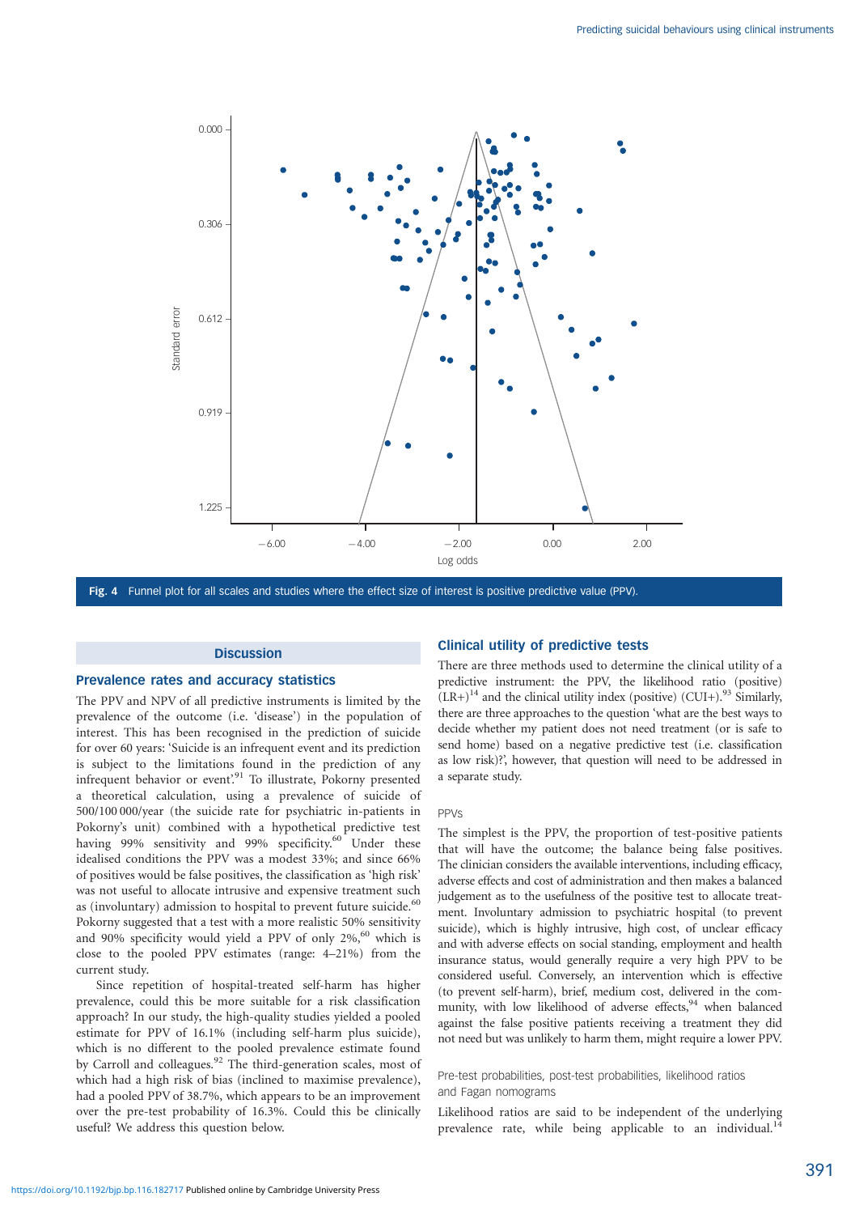Fig. 4 Funnel plot for all scales and studies where the effect size of interest is positive predictive value (PPV).

## Discussion

### Prevalence rates and accuracy statistics

The PPV and NPV of all predictive instruments is limited by the prevalence of the outcome (i.e. 'disease') in the population of interest. This has been recognised in the prediction of suicide for over 60 years: 'Suicide is an infrequent event and its prediction is subject to the limitations found in the prediction of any infrequent behavior or event'.[91] To illustrate, Pokorny presented a theoretical calculation, using a prevalence of suicide of 500/100 000/year (the suicide rate for psychiatric in-patients in Pokorny's unit) combined with a hypothetical predictive test having 99% sensitivity and 99% specificity.[60] Under these idealised conditions the PPV was a modest 33%; and since 66% of positives would be false positives, the classification as 'high risk' was not useful to allocate intrusive and expensive treatment such as (involuntary) admission to hospital to prevent future suicide.[60] Pokorny suggested that a test with a more realistic 50% sensitivity and 90% specificity would yield a PPV of only 2%,[60] which is close to the pooled PPV estimates (range: 4–21%) from the current study.

Since repetition of hospital-treated self-harm has higher prevalence, could this be more suitable for a risk classification approach? In our study, the high-quality studies yielded a pooled estimate for PPV of 16.1% (including self-harm plus suicide), which is no different to the pooled prevalence estimate found by Carroll and colleagues.[92] The third-generation scales, most of which had a high risk of bias (inclined to maximise prevalence), had a pooled PPV of 38.7%, which appears to be an improvement over the pre-test probability of 16.3%. Could this be clinically useful? We address this question below.

### Clinical utility of predictive tests

There are three methods used to determine the clinical utility of a predictive instrument: the PPV, the likelihood ratio (positive) (LR+)[14] and the clinical utility index (positive) (CUI+).[93] Similarly, there are three approaches to the question 'what are the best ways to decide whether my patient does not need treatment (or is safe to send home) based on a negative predictive test (i.e. classification as low risk)?', however, that question will need to be addressed in a separate study.

#### PPVs

The simplest is the PPV, the proportion of test-positive patients that will have the outcome; the balance being false positives. The clinician considers the available interventions, including efficacy, adverse effects and cost of administration and then makes a balanced judgement as to the usefulness of the positive test to allocate treatment. Involuntary admission to psychiatric hospital (to prevent suicide), which is highly intrusive, high cost, of unclear efficacy and with adverse effects on social standing, employment and health insurance status, would generally require a very high PPV to be considered useful. Conversely, an intervention which is effective (to prevent self-harm), brief, medium cost, delivered in the community, with low likelihood of adverse effects,[94] when balanced against the false positive patients receiving a treatment they did not need but was unlikely to harm them, might require a lower PPV.

#### Pre-test probabilities, post-test probabilities, likelihood ratios and Fagan nomograms

Likelihood ratios are said to be independent of the underlying prevalence rate, while being applicable to an individual.[14]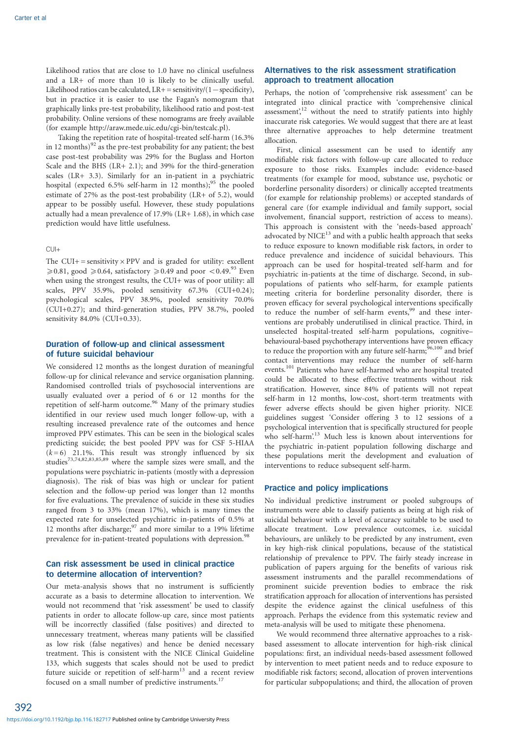Likelihood ratios that are close to 1.0 have no clinical usefulness and a LR+ of more than 10 is likely to be clinically useful. Likelihood ratios can be calculated, LR+ = sensitivity/(1 − specificity), but in practice it is easier to use the Fagan's nomogram that graphically links pre-test probability, likelihood ratio and post-test probability. Online versions of these nomograms are freely available (for example http://araw.mede.uic.edu/cgi-bin/testcalc.pl).

Taking the repetition rate of hospital-treated self-harm (16.3% in 12 months)[92] as the pre-test probability for any patient; the best case post-test probability was 29% for the Buglass and Horton Scale and the BHS (LR+ 2.1); and 39% for the third-generation scales (LR+ 3.3). Similarly for an in-patient in a psychiatric hospital (expected 6.5% self-harm in 12 months);[95] the pooled estimate of 27% as the post-test probability (LR+ of 5.2), would appear to be possibly useful. However, these study populations actually had a mean prevalence of 17.9% (LR+ 1.68), in which case prediction would have little usefulness.

#### CUI+

The CUI+ = sensitivity × PPV and is graded for utility: excellent $\geqslant$0.81, good $\geqslant$0.64, satisfactory $\geqslant$0.49 and poor <0.49.[93] Even when using the strongest results, the CUI+ was of poor utility: all scales, PPV 35.9%, pooled sensitivity 67.3% (CUI+0.24); psychological scales, PPV 38.9%, pooled sensitivity 70.0% (CUI+0.27); and third-generation studies, PPV 38.7%, pooled sensitivity 84.0% (CUI+0.33).

### Duration of follow-up and clinical assessment of future suicidal behaviour

We considered 12 months as the longest duration of meaningful follow-up for clinical relevance and service organisation planning. Randomised controlled trials of psychosocial interventions are usually evaluated over a period of 6 or 12 months for the repetition of self-harm outcome.[96] Many of the primary studies identified in our review used much longer follow-up, with a resulting increased prevalence rate of the outcomes and hence improved PPV estimates. This can be seen in the biological scales predicting suicide; the best pooled PPV was for CSF 5-HIAA ($k = 6$) 21.1%. This result was strongly influenced by six studies[73,74,82,83,85,89] where the sample sizes were small, and the populations were psychiatric in-patients (mostly with a depression diagnosis). The risk of bias was high or unclear for patient selection and the follow-up period was longer than 12 months for five evaluations. The prevalence of suicide in these six studies ranged from 3 to 33% (mean 17%), which is many times the expected rate for unselected psychiatric in-patients of 0.5% at 12 months after discharge;[97] and more similar to a 19% lifetime prevalence for in-patient-treated populations with depression.[98]

### Can risk assessment be used in clinical practice to determine allocation of intervention?

Our meta-analysis shows that no instrument is sufficiently accurate as a basis to determine allocation to intervention. We would not recommend that 'risk assessment' be used to classify patients in order to allocate follow-up care, since most patients will be incorrectly classified (false positives) and directed to unnecessary treatment, whereas many patients will be classified as low risk (false negatives) and hence be denied necessary treatment. This is consistent with the NICE Clinical Guideline 133, which suggests that scales should not be used to predict future suicide or repetition of self-harm[13] and a recent review focused on a small number of predictive instruments.[17]

### Alternatives to the risk assessment stratification approach to treatment allocation

Perhaps, the notion of 'comprehensive risk assessment' can be integrated into clinical practice with 'comprehensive clinical assessment',[12] without the need to stratify patients into highly inaccurate risk categories. We would suggest that there are at least three alternative approaches to help determine treatment allocation.

First, clinical assessment can be used to identify any modifiable risk factors with follow-up care allocated to reduce exposure to those risks. Examples include: evidence-based treatments (for example for mood, substance use, psychotic or borderline personality disorders) or clinically accepted treatments (for example for relationship problems) or accepted standards of general care (for example individual and family support, social involvement, financial support, restriction of access to means). This approach is consistent with the 'needs-based approach' advocated by NICE[13] and with a public health approach that seeks to reduce exposure to known modifiable risk factors, in order to reduce prevalence and incidence of suicidal behaviours. This approach can be used for hospital-treated self-harm and for psychiatric in-patients at the time of discharge. Second, in subpopulations of patients who self-harm, for example patients meeting criteria for borderline personality disorder, there is proven efficacy for several psychological interventions specifically to reduce the number of self-harm events,[99] and these interventions are probably underutilised in clinical practice. Third, in unselected hospital-treated self-harm populations, cognitive–behavioural-based psychotherapy interventions have proven efficacy to reduce the proportion with any future self-harm;[96,100] and brief contact interventions may reduce the number of self-harm events.[101] Patients who have self-harmed who are hospital treated could be allocated to these effective treatments without risk stratification. However, since 84% of patients will not repeat self-harm in 12 months, low-cost, short-term treatments with fewer adverse effects should be given higher priority. NICE guidelines suggest 'Consider offering 3 to 12 sessions of a psychological intervention that is specifically structured for people who self-harm'.[13] Much less is known about interventions for the psychiatric in-patient population following discharge and these populations merit the development and evaluation of interventions to reduce subsequent self-harm.

### Practice and policy implications

No individual predictive instrument or pooled subgroups of instruments were able to classify patients as being at high risk of suicidal behaviour with a level of accuracy suitable to be used to allocate treatment. Low prevalence outcomes, i.e. suicidal behaviours, are unlikely to be predicted by any instrument, even in key high-risk clinical populations, because of the statistical relationship of prevalence to PPV. The fairly steady increase in publication of papers arguing for the benefits of various risk assessment instruments and the parallel recommendations of prominent suicide prevention bodies to embrace the risk stratification approach for allocation of interventions has persisted despite the evidence against the clinical usefulness of this approach. Perhaps the evidence from this systematic review and meta-analysis will be used to mitigate these phenomena.

We would recommend three alternative approaches to a risk-based assessment to allocate intervention for high-risk clinical populations: first, an individual needs-based assessment followed by intervention to meet patient needs and to reduce exposure to modifiable risk factors; second, allocation of proven interventions for particular subpopulations; and third, the allocation of proven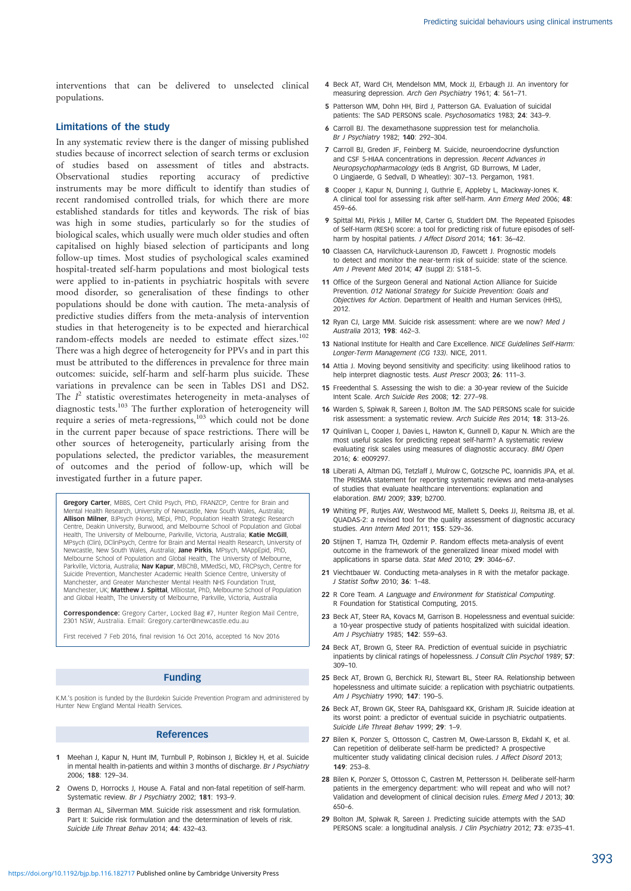interventions that can be delivered to unselected clinical populations.

### Limitations of the study

In any systematic review there is the danger of missing published studies because of incorrect selection of search terms or exclusion of studies based on assessment of titles and abstracts. Observational studies reporting accuracy of predictive instruments may be more difficult to identify than studies of recent randomised controlled trials, for which there are more established standards for titles and keywords. The risk of bias was high in some studies, particularly so for the studies of biological scales, which usually were much older studies and often capitalised on highly biased selection of participants and long follow-up times. Most studies of psychological scales examined hospital-treated self-harm populations and most biological tests were applied to in-patients in psychiatric hospitals with severe mood disorder, so generalisation of these findings to other populations should be done with caution. The meta-analysis of predictive studies differs from the meta-analysis of intervention studies in that heterogeneity is to be expected and hierarchical random-effects models are needed to estimate effect sizes.[102] There was a high degree of heterogeneity for PPVs and in part this must be attributed to the differences in prevalence for three main outcomes: suicide, self-harm and self-harm plus suicide. These variations in prevalence can be seen in Tables DS1 and DS2. The $I^2$ statistic overestimates heterogeneity in meta-analyses of diagnostic tests.[103] The further exploration of heterogeneity will require a series of meta-regressions,[103] which could not be done in the current paper because of space restrictions. There will be other sources of heterogeneity, particularly arising from the populations selected, the predictor variables, the measurement of outcomes and the period of follow-up, which will be investigated further in a future paper.

**Gregory Carter**, MBBS, Cert Child Psych, PhD, FRANZCP, Centre for Brain and Mental Health Research, University of Newcastle, New South Wales, Australia; **Allison Milner**, BJPsych (Hons), MEpi, PhD, Population Health Strategic Research Centre, Deakin University, Burwood, and Melbourne School of Population and Global Health, The University of Melbourne, Parkville, Victoria, Australia; **Katie McGill**, MPsych (Clin), DClinPsych, Centre for Brain and Mental Health Research, University of Newcastle, New South Wales, Australia; **Jane Pirkis**, MPsych, MAppEpid, PhD, Melbourne School of Population and Global Health, The University of Melbourne, Parkville, Victoria, Australia; **Nav Kapur**, MBChB, MMedSci, MD, FRCPsych, Centre for Suicide Prevention, Manchester Academic Health Science Centre, University of Manchester, and Greater Manchester Mental Health NHS Foundation Trust, Manchester, UK; **Matthew J. Spittal**, MBiostat, PhD, Melbourne School of Population and Global Health, The University of Melbourne, Parkville, Victoria, Australia

**Correspondence:** Gregory Carter, Locked Bag #7, Hunter Region Mail Centre, 2301 NSW, Australia. Email: Gregory.carter@newcastle.edu.au

First received 7 Feb 2016, final revision 16 Oct 2016, accepted 16 Nov 2016

### Funding

K.M.'s position is funded by the Burdekin Suicide Prevention Program and administered by Hunter New England Mental Health Services.

### References

1. Meehan J, Kapur N, Hunt IM, Turnbull P, Robinson J, Bickley H, et al. Suicide in mental health in-patients and within 3 months of discharge. *Br J Psychiatry* 2006; **188**: 129–34.
2. Owens D, Horrocks J, House A. Fatal and non-fatal repetition of self-harm. Systematic review. *Br J Psychiatry* 2002; **181**: 193–9.
3. Berman AL, Silverman MM. Suicide risk assessment and risk formulation. Part II: Suicide risk formulation and the determination of levels of risk. *Suicide Life Threat Behav* 2014; **44**: 432–43.
4. Beck AT, Ward CH, Mendelson MM, Mock JJ, Erbaugh JJ. An inventory for measuring depression. *Arch Gen Psychiatry* 1961; **4**: 561–71.
5. Patterson WM, Dohn HH, Bird J, Patterson GA. Evaluation of suicidal patients: The SAD PERSONS scale. *Psychosomatics* 1983; **24**: 343–9.
6. Carroll BJ. The dexamethasone suppression test for melancholia. *Br J Psychiatry* 1982; **140**: 292–304.
7. Carroll BJ, Greden JF, Feinberg M. Suicide, neuroendocrine dysfunction and CSF 5-HIAA concentrations in depression. *Recent Advances in Neuropsychopharmacology* (eds B Angrist, GD Burrows, M Lader, O Lingjaerde, G Sedvall, D Wheatley): 307–13. Pergamon, 1981.
8. Cooper J, Kapur N, Dunning J, Guthrie E, Appleby L, Mackway-Jones K. A clinical tool for assessing risk after self-harm. *Ann Emerg Med* 2006; **48**: 459–66.
9. Spittal MJ, Pirkis J, Miller M, Carter G, Studdert DM. The Repeated Episodes of Self-Harm (RESH) score: a tool for predicting risk of future episodes of self-harm by hospital patients. *J Affect Disord* 2014; **161**: 36–42.
10. Claassen CA, Harvilchuck-Laurenson JD, Fawcett J. Prognostic models to detect and monitor the near-term risk of suicide: state of the science. *Am J Prevent Med* 2014; **47** (suppl 2): S181–5.
11. Office of the Surgeon General and National Action Alliance for Suicide Prevention. *012 National Strategy for Suicide Prevention: Goals and Objectives for Action*. Department of Health and Human Services (HHS), 2012.
12. Ryan CJ, Large MM. Suicide risk assessment: where are we now? *Med J Australia* 2013; **198**: 462–3.
13. National Institute for Health and Care Excellence. *NICE Guidelines Self-Harm: Longer-Term Management (CG 133)*. NICE, 2011.
14. Attia J. Moving beyond sensitivity and specificity: using likelihood ratios to help interpret diagnostic tests. *Aust Prescr* 2003; **26**: 111–3.
15. Freedenthal S. Assessing the wish to die: a 30-year review of the Suicide Intent Scale. *Arch Suicide Res* 2008; **12**: 277–98.
16. Warden S, Spiwak R, Sareen J, Bolton JM. The SAD PERSONS scale for suicide risk assessment: a systematic review. *Arch Suicide Res* 2014; **18**: 313–26.
17. Quinlivan L, Cooper J, Davies L, Hawton K, Gunnell D, Kapur N. Which are the most useful scales for predicting repeat self-harm? A systematic review evaluating risk scales using measures of diagnostic accuracy. *BMJ Open* 2016; **6**: e009297.
18. Liberati A, Altman DG, Tetzlaff J, Mulrow C, Gotzsche PC, Ioannidis JPA, et al. The PRISMA statement for reporting systematic reviews and meta-analyses of studies that evaluate healthcare interventions: explanation and elaboration. *BMJ* 2009; **339**; b2700.
19. Whiting PF, Rutjes AW, Westwood ME, Mallett S, Deeks JJ, Reitsma JB, et al. QUADAS-2: a revised tool for the quality assessment of diagnostic accuracy studies. *Ann Intern Med* 2011; **155**: 529–36.
20. Stijnen T, Hamza TH, Ozdemir P. Random effects meta-analysis of event outcome in the framework of the generalized linear mixed model with applications in sparse data. *Stat Med* 2010; **29**: 3046–67.
21. Viechtbauer W. Conducting meta-analyses in R with the metafor package. *J Statist Softw* 2010; **36**: 1–48.
22. R Core Team. *A Language and Environment for Statistical Computing*. R Foundation for Statistical Computing, 2015.
23. Beck AT, Steer RA, Kovacs M, Garrison B. Hopelessness and eventual suicide: a 10-year prospective study of patients hospitalized with suicidal ideation. *Am J Psychiatry* 1985; **142**: 559–63.
24. Beck AT, Brown G, Steer RA. Prediction of eventual suicide in psychiatric inpatients by clinical ratings of hopelessness. *J Consult Clin Psychol* 1989; **57**: 309–10.
25. Beck AT, Brown G, Berchick RJ, Stewart BL, Steer RA. Relationship between hopelessness and ultimate suicide: a replication with psychiatric outpatients. *Am J Psychiatry* 1990; **147**: 190–5.
26. Beck AT, Brown GK, Steer RA, Dahlsgaard KK, Grisham JR. Suicide ideation at its worst point: a predictor of eventual suicide in psychiatric outpatients. *Suicide Life Threat Behav* 1999; **29**: 1–9.
27. Bilen K, Ponzer S, Ottosson C, Castren M, Owe-Larsson B, Ekdahl K, et al. Can repetition of deliberate self-harm be predicted? A prospective multicenter study validating clinical decision rules. *J Affect Disord* 2013; **149**: 253–8.
28. Bilen K, Ponzer S, Ottosson C, Castren M, Pettersson H. Deliberate self-harm patients in the emergency department: who will repeat and who will not? Validation and development of clinical decision rules. *Emerg Med J* 2013; **30**: 650–6.
29. Bolton JM, Spiwak R, Sareen J. Predicting suicide attempts with the SAD PERSONS scale: a longitudinal analysis. *J Clin Psychiatry* 2012; **73**: e735–41.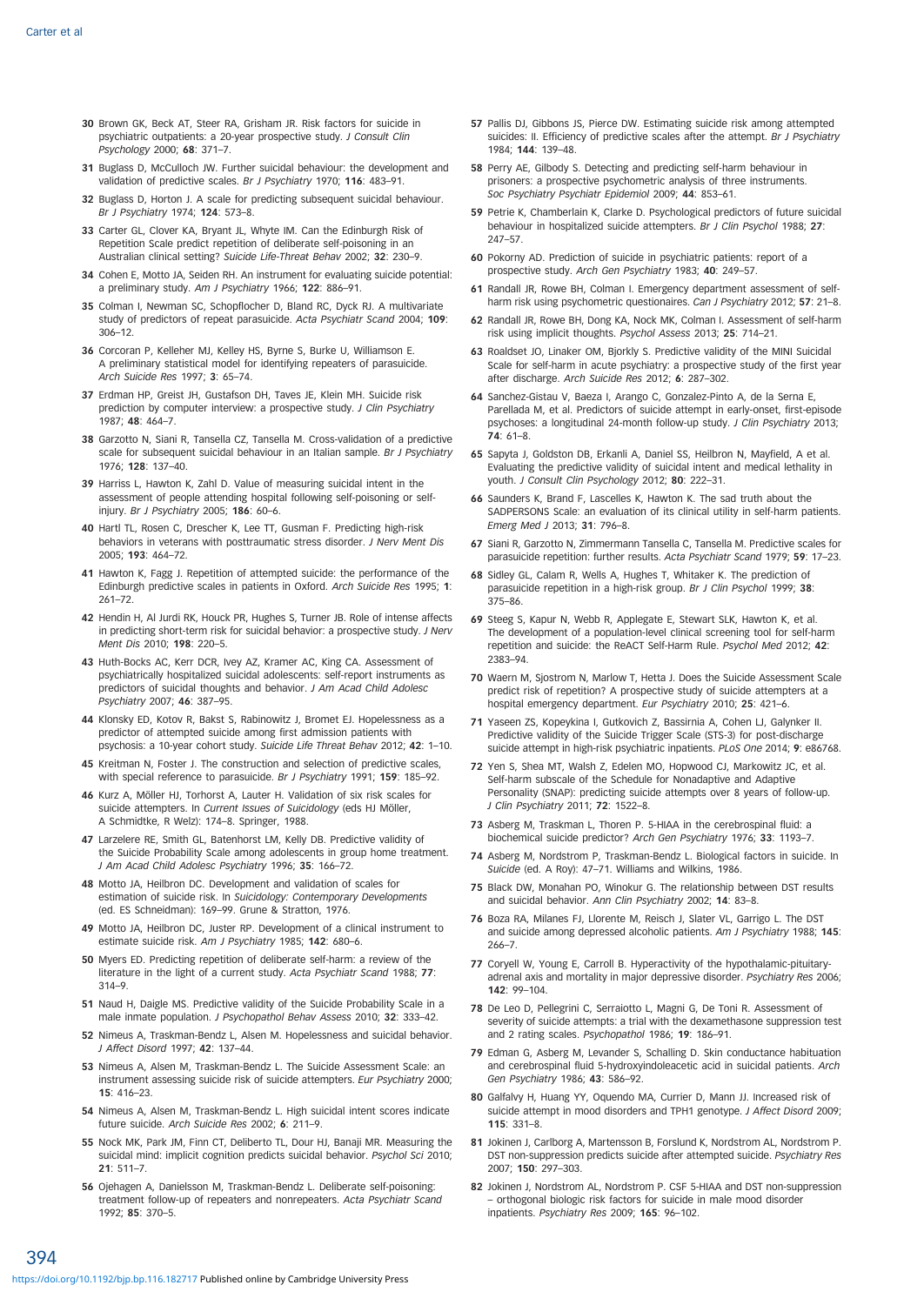30 Brown GK, Beck AT, Steer RA, Grisham JR. Risk factors for suicide in psychiatric outpatients: a 20-year prospective study. *J Consult Clin Psychology* 2000; **68**: 371–7.

31 Buglass D, McCulloch JW. Further suicidal behaviour: the development and validation of predictive scales. *Br J Psychiatry* 1970; **116**: 483–91.

32 Buglass D, Horton J. A scale for predicting subsequent suicidal behaviour. *Br J Psychiatry* 1974; **124**: 573–8.

33 Carter GL, Clover KA, Bryant JL, Whyte IM. Can the Edinburgh Risk of Repetition Scale predict repetition of deliberate self-poisoning in an Australian clinical setting? *Suicide Life-Threat Behav* 2002; **32**: 230–9.

34 Cohen E, Motto JA, Seiden RH. An instrument for evaluating suicide potential: a preliminary study. *Am J Psychiatry* 1966; **122**: 886–91.

35 Colman I, Newman SC, Schopflocher D, Bland RC, Dyck RJ. A multivariate study of predictors of repeat parasuicide. *Acta Psychiatr Scand* 2004; **109**: 306–12.

36 Corcoran P, Kelleher MJ, Kelley HS, Byrne S, Burke U, Williamson E. A preliminary statistical model for identifying repeaters of parasuicide. *Arch Suicide Res* 1997; **3**: 65–74.

37 Erdman HP, Greist JH, Gustafson DH, Taves JE, Klein MH. Suicide risk prediction by computer interview: a prospective study. *J Clin Psychiatry* 1987; **48**: 464–7.

38 Garzotto N, Siani R, Tansella CZ, Tansella M. Cross-validation of a predictive scale for subsequent suicidal behaviour in an Italian sample. *Br J Psychiatry* 1976; **128**: 137–40.

39 Harriss L, Hawton K, Zahl D. Value of measuring suicidal intent in the assessment of people attending hospital following self-poisoning or self-injury. *Br J Psychiatry* 2005; **186**: 60–6.

40 Hartl TL, Rosen C, Drescher K, Lee TT, Gusman F. Predicting high-risk behaviors in veterans with posttraumatic stress disorder. *J Nerv Ment Dis* 2005; **193**: 464–72.

41 Hawton K, Fagg J. Repetition of attempted suicide: the performance of the Edinburgh predictive scales in patients in Oxford. *Arch Suicide Res* 1995; **1**: 261–72.

42 Hendin H, Al Jurdi RK, Houck PR, Hughes S, Turner JB. Role of intense affects in predicting short-term risk for suicidal behavior: a prospective study. *J Nerv Ment Dis* 2010; **198**: 220–5.

43 Huth-Bocks AC, Kerr DCR, Ivey AZ, Kramer AC, King CA. Assessment of psychiatrically hospitalized suicidal adolescents: self-report instruments as predictors of suicidal thoughts and behavior. *J Am Acad Child Adolesc Psychiatry* 2007; **46**: 387–95.

44 Klonsky ED, Kotov R, Bakst S, Rabinowitz J, Bromet EJ. Hopelessness as a predictor of attempted suicide among first admission patients with psychosis: a 10-year cohort study. *Suicide Life Threat Behav* 2012; **42**: 1–10.

45 Kreitman N, Foster J. The construction and selection of predictive scales, with special reference to parasuicide. *Br J Psychiatry* 1991; **159**: 185–92.

46 Kurz A, Möller HJ, Torhorst A, Lauter H. Validation of six risk scales for suicide attempters. In *Current Issues of Suicidology* (eds HJ Möller, A Schmidtke, R Welz): 174–8. Springer, 1988.

47 Larzelere RE, Smith GL, Batenhorst LM, Kelly DB. Predictive validity of the Suicide Probability Scale among adolescents in group home treatment. *J Am Acad Child Adolesc Psychiatry* 1996; **35**: 166–72.

48 Motto JA, Heilbron DC. Development and validation of scales for estimation of suicide risk. In *Suicidology: Contemporary Developments* (ed. ES Schneidman): 169–99. Grune & Stratton, 1976.

49 Motto JA, Heilbron DC, Juster RP. Development of a clinical instrument to estimate suicide risk. *Am J Psychiatry* 1985; **142**: 680–6.

50 Myers ED. Predicting repetition of deliberate self-harm: a review of the literature in the light of a current study. *Acta Psychiatr Scand* 1988; **77**: 314–9.

51 Naud H, Daigle MS. Predictive validity of the Suicide Probability Scale in a male inmate population. *J Psychopathol Behav Assess* 2010; **32**: 333–42.

52 Nimeus A, Traskman-Bendz L, Alsen M. Hopelessness and suicidal behavior. *J Affect Disord* 1997; **42**: 137–44.

53 Nimeus A, Alsen M, Traskman-Bendz L. The Suicide Assessment Scale: an instrument assessing suicide risk of suicide attempters. *Eur Psychiatry* 2000; **15**: 416–23.

54 Nimeus A, Alsen M, Traskman-Bendz L. High suicidal intent scores indicate future suicide. *Arch Suicide Res* 2002; **6**: 211–9.

55 Nock MK, Park JM, Finn CT, Deliberto TL, Dour HJ, Banaji MR. Measuring the suicidal mind: implicit cognition predicts suicidal behavior. *Psychol Sci* 2010; **21**: 511–7.

56 Ojehagen A, Danielsson M, Traskman-Bendz L. Deliberate self-poisoning: treatment follow-up of repeaters and nonrepeaters. *Acta Psychiatr Scand* 1992; **85**: 370–5.

57 Pallis DJ, Gibbons JS, Pierce DW. Estimating suicide risk among attempted suicides: II. Efficiency of predictive scales after the attempt. *Br J Psychiatry* 1984; **144**: 139–48.

58 Perry AE, Gilbody S. Detecting and predicting self-harm behaviour in prisoners: a prospective psychometric analysis of three instruments. *Soc Psychiatry Psychiatr Epidemiol* 2009; **44**: 853–61.

59 Petrie K, Chamberlain K, Clarke D. Psychological predictors of future suicidal behaviour in hospitalized suicide attempters. *Br J Clin Psychol* 1988; **27**: 247–57.

60 Pokorny AD. Prediction of suicide in psychiatric patients: report of a prospective study. *Arch Gen Psychiatry* 1983; **40**: 249–57.

61 Randall JR, Rowe BH, Colman I. Emergency department assessment of self-harm risk using psychometric questionnaires. *Can J Psychiatry* 2012; **57**: 21–8.

62 Randall JR, Rowe BH, Dong KA, Nock MK, Colman I. Assessment of self-harm risk using implicit thoughts. *Psychol Assess* 2013; **25**: 714–21.

63 Roaldset JO, Linaker OM, Bjorkly S. Predictive validity of the MINI Suicidal Scale for self-harm in acute psychiatry: a prospective study of the first year after discharge. *Arch Suicide Res* 2012; **6**: 287–302.

64 Sanchez-Gistau V, Baeza I, Arango C, Gonzalez-Pinto A, de la Serna E, Parellada M, et al. Predictors of suicide attempt in early-onset, first-episode psychoses: a longitudinal 24-month follow-up study. *J Clin Psychiatry* 2013; **74**: 61–8.

65 Sapyta J, Goldston DB, Erkanli A, Daniel SS, Heilbron N, Mayfield, A et al. Evaluating the predictive validity of suicidal intent and medical lethality in youth. *J Consult Clin Psychology* 2012; **80**: 222–31.

66 Saunders K, Brand F, Lascelles K, Hawton K. The sad truth about the SADPERSONS Scale: an evaluation of its clinical utility in self-harm patients. *Emerg Med J* 2013; **31**: 796–8.

67 Siani R, Garzotto N, Zimmermann Tansella C, Tansella M. Predictive scales for parasuicide repetition: further results. *Acta Psychiatr Scand* 1979; **59**: 17–23.

68 Sidley GL, Calam R, Wells A, Hughes T, Whitaker K. The prediction of parasuicide repetition in a high-risk group. *Br J Clin Psychol* 1999; **38**: 375–86.

69 Steeg S, Kapur N, Webb R, Applegate E, Stewart SLK, Hawton K, et al. The development of a population-level clinical screening tool for self-harm repetition and suicide: the ReACT Self-Harm Rule. *Psychol Med* 2012; **42**: 2383–94.

70 Waern M, Sjostrom N, Marlow T, Hetta J. Does the Suicide Assessment Scale predict risk of repetition? A prospective study of suicide attempters at a hospital emergency department. *Eur Psychiatry* 2010; **25**: 421–6.

71 Yaseen ZS, Kopeykina I, Gutkovich Z, Bassirnia A, Cohen LJ, Galynker II. Predictive validity of the Suicide Trigger Scale (STS-3) for post-discharge suicide attempt in high-risk psychiatric inpatients. *PLoS One* 2014; **9**: e86768.

72 Yen S, Shea MT, Walsh Z, Edelen MO, Hopwood CJ, Markowitz JC, et al. Self-harm subscale of the Schedule for Nonadaptive and Adaptive Personality (SNAP): predicting suicide attempts over 8 years of follow-up. *J Clin Psychiatry* 2011; **72**: 1522–8.

73 Asberg M, Traskman L, Thoren P. 5-HIAA in the cerebrospinal fluid: a biochemical suicide predictor? *Arch Gen Psychiatry* 1976; **33**: 1193–7.

74 Asberg M, Nordstrom P, Traskman-Bendz L. Biological factors in suicide. In *Suicide* (ed. A Roy): 47–71. Williams and Wilkins, 1986.

75 Black DW, Monahan PO, Winokur G. The relationship between DST results and suicidal behavior. *Ann Clin Psychiatry* 2002; **14**: 83–8.

76 Boza RA, Milanes FJ, Llorente M, Reisch J, Slater VL, Garrigo L. The DST and suicide among depressed alcoholic patients. *Am J Psychiatry* 1988; **145**: 266–7.

77 Coryell W, Young E, Carroll B. Hyperactivity of the hypothalamic-pituitary-adrenal axis and mortality in major depressive disorder. *Psychiatry Res* 2006; **142**: 99–104.

78 De Leo D, Pellegrini C, Serraiotto L, Magni G, De Toni R. Assessment of severity of suicide attempts: a trial with the dexamethasone suppression test and 2 rating scales. *Psychopathol* 1986; **19**: 186–91.

79 Edman G, Asberg M, Levander S, Schalling D. Skin conductance habituation and cerebrospinal fluid 5-hydroxyindoleacetic acid in suicidal patients. *Arch Gen Psychiatry* 1986; **43**: 586–92.

80 Galfalvy H, Huang YY, Oquendo MA, Currier D, Mann JJ. Increased risk of suicide attempt in mood disorders and TPH1 genotype. *J Affect Disord* 2009; **115**: 331–8.

81 Jokinen J, Carlborg A, Martensson B, Forslund K, Nordstrom AL, Nordstrom P. DST non-suppression predicts suicide after attempted suicide. *Psychiatry Res* 2007; **150**: 297–303.

82 Jokinen J, Nordstrom AL, Nordstrom P. CSF 5-HIAA and DST non-suppression – orthogonal biologic risk factors for suicide in male mood disorder inpatients. *Psychiatry Res* 2009; **165**: 96–102.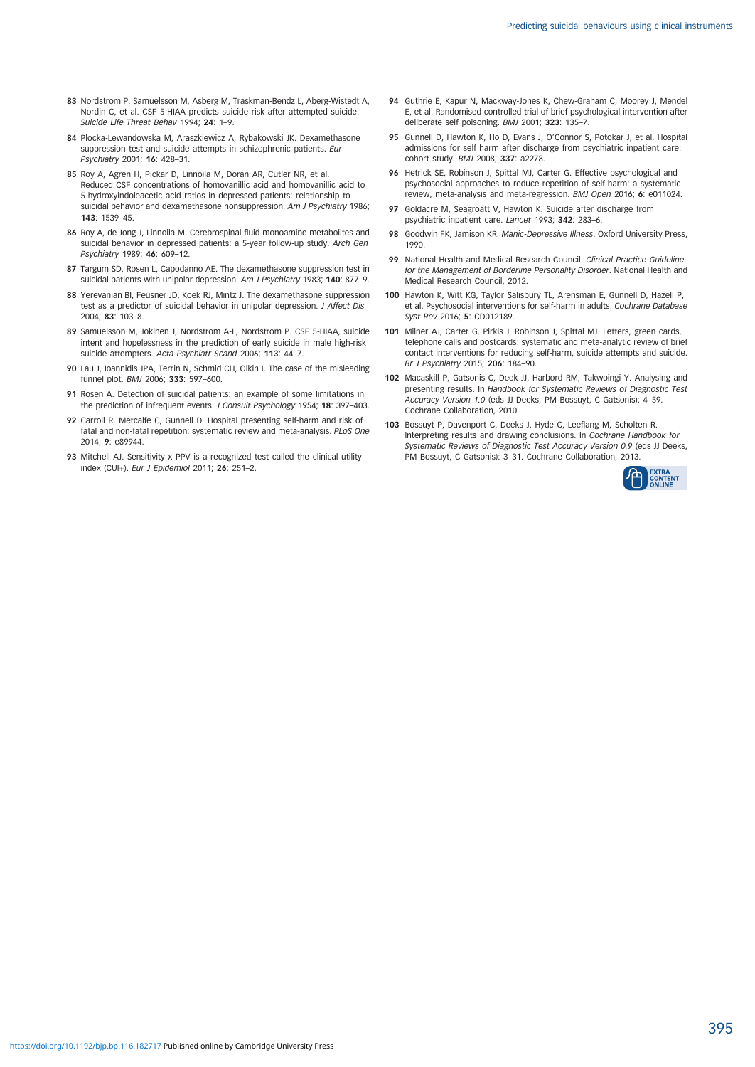83 Nordstrom P, Samuelsson M, Asberg M, Traskman-Bendz L, Aberg-Wistedt A, Nordin C, et al. CSF 5-HIAA predicts suicide risk after attempted suicide. *Suicide Life Threat Behav* 1994; **24**: 1–9.

84 Plocka-Lewandowska M, Araszkiewicz A, Rybakowski JK. Dexamethasone suppression test and suicide attempts in schizophrenic patients. *Eur Psychiatry* 2001; **16**: 428–31.

85 Roy A, Agren H, Pickar D, Linnoila M, Doran AR, Cutler NR, et al. Reduced CSF concentrations of homovanillic acid and homovanillic acid to 5-hydroxyindoleacetic acid ratios in depressed patients: relationship to suicidal behavior and dexamethasone nonsuppression. *Am J Psychiatry* 1986; **143**: 1539–45.

86 Roy A, de Jong J, Linnoila M. Cerebrospinal fluid monoamine metabolites and suicidal behavior in depressed patients: a 5-year follow-up study. *Arch Gen Psychiatry* 1989; **46**: 609–12.

87 Targum SD, Rosen L, Capodanno AE. The dexamethasone suppression test in suicidal patients with unipolar depression. *Am J Psychiatry* 1983; **140**: 877–9.

88 Yerevanian BI, Feusner JD, Koek RJ, Mintz J. The dexamethasone suppression test as a predictor of suicidal behavior in unipolar depression. *J Affect Dis* 2004; **83**: 103–8.

89 Samuelsson M, Jokinen J, Nordstrom A-L, Nordstrom P. CSF 5-HIAA, suicide intent and hopelessness in the prediction of early suicide in male high-risk suicide attempters. *Acta Psychiatr Scand* 2006; **113**: 44–7.

90 Lau J, Ioannidis JPA, Terrin N, Schmid CH, Olkin I. The case of the misleading funnel plot. *BMJ* 2006; **333**: 597–600.

91 Rosen A. Detection of suicidal patients: an example of some limitations in the prediction of infrequent events. *J Consult Psychology* 1954; **18**: 397–403.

92 Carroll R, Metcalfe C, Gunnell D. Hospital presenting self-harm and risk of fatal and non-fatal repetition: systematic review and meta-analysis. *PLoS One* 2014; **9**: e89944.

93 Mitchell AJ. Sensitivity x PPV is a recognized test called the clinical utility index (CUI+). *Eur J Epidemiol* 2011; **26**: 251–2.

94 Guthrie E, Kapur N, Mackway-Jones K, Chew-Graham C, Moorey J, Mendel E, et al. Randomised controlled trial of brief psychological intervention after deliberate self poisoning. *BMJ* 2001; **323**: 135–7.

95 Gunnell D, Hawton K, Ho D, Evans J, O'Connor S, Potokar J, et al. Hospital admissions for self harm after discharge from psychiatric inpatient care: cohort study. *BMJ* 2008; **337**: a2278.

96 Hetrick SE, Robinson J, Spittal MJ, Carter G. Effective psychological and psychosocial approaches to reduce repetition of self-harm: a systematic review, meta-analysis and meta-regression. *BMJ Open* 2016; **6**: e011024.

97 Goldacre M, Seagroatt V, Hawton K. Suicide after discharge from psychiatric inpatient care. *Lancet* 1993; **342**: 283–6.

98 Goodwin FK, Jamison KR. *Manic-Depressive Illness*. Oxford University Press, 1990.

99 National Health and Medical Research Council. *Clinical Practice Guideline for the Management of Borderline Personality Disorder*. National Health and Medical Research Council, 2012.

100 Hawton K, Witt KG, Taylor Salisbury TL, Arensman E, Gunnell D, Hazell P, et al. Psychosocial interventions for self-harm in adults. *Cochrane Database Syst Rev* 2016; **5**: CD012189.

101 Milner AJ, Carter G, Pirkis J, Robinson J, Spittal MJ. Letters, green cards, telephone calls and postcards: systematic and meta-analytic review of brief contact interventions for reducing self-harm, suicide attempts and suicide. *Br J Psychiatry* 2015; **206**: 184–90.

102 Macaskill P, Gatsonis C, Deek JJ, Harbord RM, Takwoingi Y. Analysing and presenting results. In *Handbook for Systematic Reviews of Diagnostic Test Accuracy Version 1.0* (eds JJ Deeks, PM Bossuyt, C Gatsonis): 4–59. Cochrane Collaboration, 2010.

103 Bossuyt P, Davenport C, Deeks J, Hyde C, Leeflang M, Scholten R. Interpreting results and drawing conclusions. In *Cochrane Handbook for Systematic Reviews of Diagnostic Test Accuracy Version 0.9* (eds JJ Deeks, PM Bossuyt, C Gatsonis): 3–31. Cochrane Collaboration, 2013.

EXTRA CONTENT ONLINE